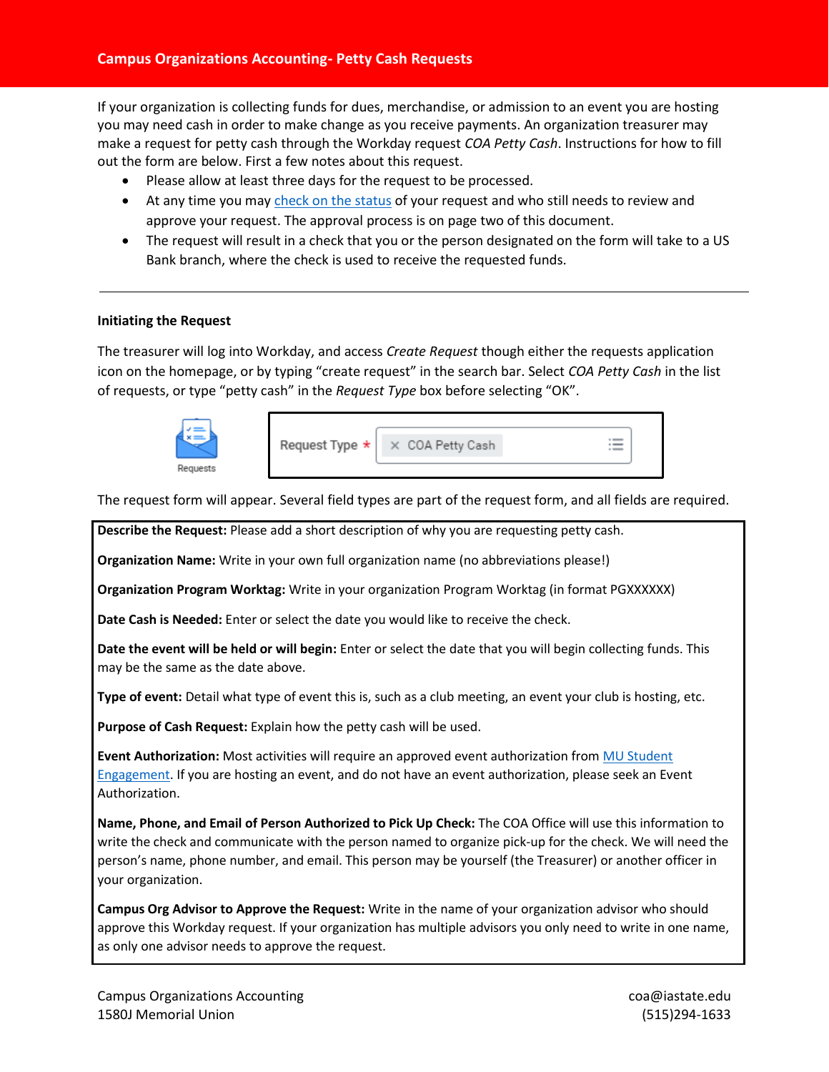# Campus Organizations Accounting- Petty Cash Requests

If your organization is collecting funds for dues, merchandise, or admission to an event you are hosting you may need cash in order to make change as you receive payments. An organization treasurer may make a request for petty cash through the Workday request *COA Petty Cash*. Instructions for how to fill out the form are below. First a few notes about this request.

- Please allow at least three days for the request to be processed.
- At any time you may check on the status of your request and who still needs to review and approve your request. The approval process is on page two of this document.
- The request will result in a check that you or the person designated on the form will take to a US Bank branch, where the check is used to receive the requested funds.

---

### Initiating the Request

The treasurer will log into Workday, and access *Create Request* though either the requests application icon on the homepage, or by typing "create request" in the search bar. Select *COA Petty Cash* in the list of requests, or type "petty cash" in the *Request Type* box before selecting "OK".

Requests

Request Type * × COA Petty Cash

The request form will appear. Several field types are part of the request form, and all fields are required.

**Describe the Request:** Please add a short description of why you are requesting petty cash.

**Organization Name:** Write in your own full organization name (no abbreviations please!)

**Organization Program Worktag:** Write in your organization Program Worktag (in format PGXXXXXX)

**Date Cash is Needed:** Enter or select the date you would like to receive the check.

**Date the event will be held or will begin:** Enter or select the date that you will begin collecting funds. This may be the same as the date above.

**Type of event:** Detail what type of event this is, such as a club meeting, an event your club is hosting, etc.

**Purpose of Cash Request:** Explain how the petty cash will be used.

**Event Authorization:** Most activities will require an approved event authorization from MU Student Engagement. If you are hosting an event, and do not have an event authorization, please seek an Event Authorization.

**Name, Phone, and Email of Person Authorized to Pick Up Check:** The COA Office will use this information to write the check and communicate with the person named to organize pick-up for the check. We will need the person's name, phone number, and email. This person may be yourself (the Treasurer) or another officer in your organization.

**Campus Org Advisor to Approve the Request:** Write in the name of your organization advisor who should approve this Workday request. If your organization has multiple advisors you only need to write in one name, as only one advisor needs to approve the request.

Campus Organizations Accounting
1580J Memorial Union

coa@iastate.edu
(515)294-1633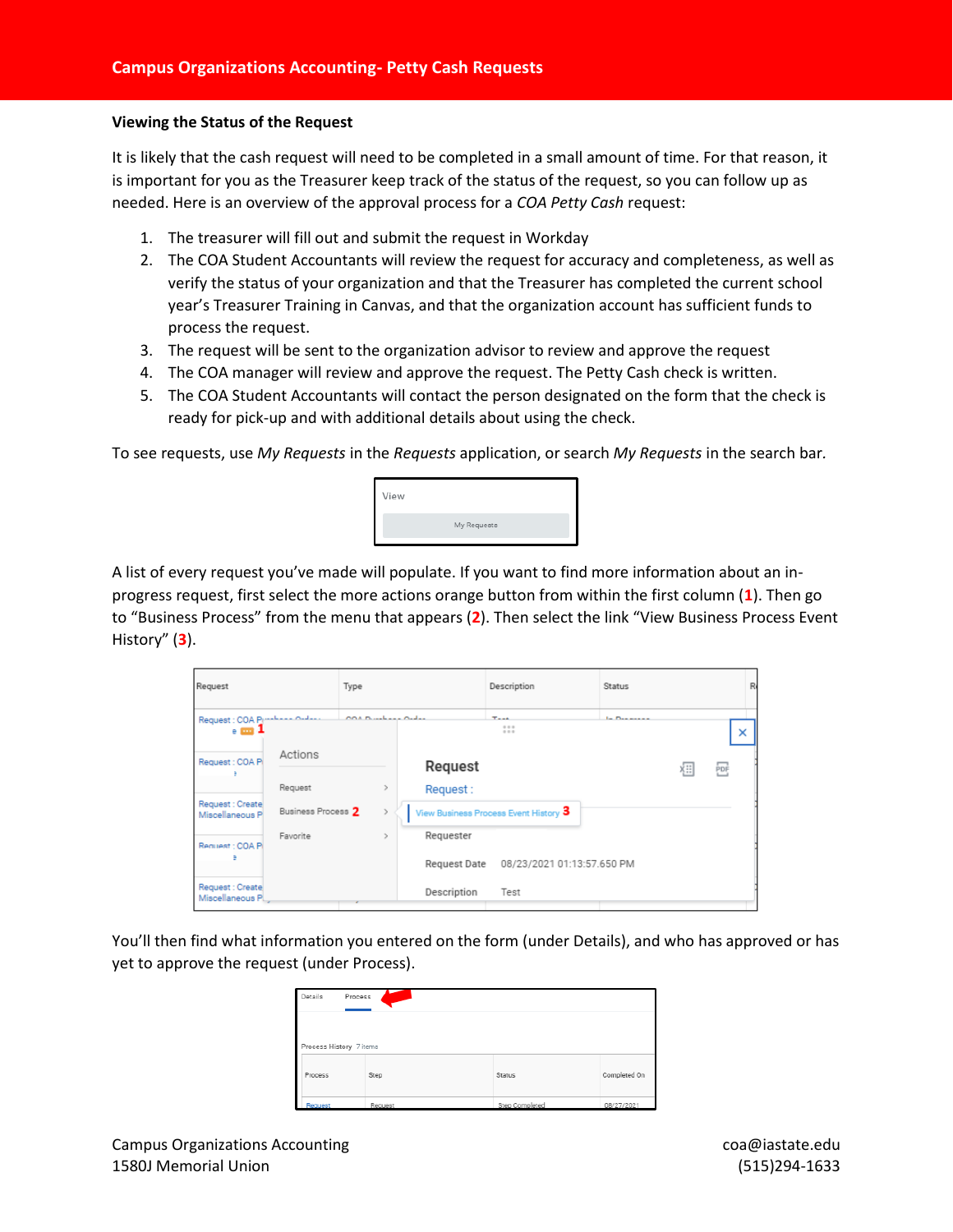### Viewing the Status of the Request

It is likely that the cash request will need to be completed in a small amount of time. For that reason, it is important for you as the Treasurer keep track of the status of the request, so you can follow up as needed. Here is an overview of the approval process for a *COA Petty Cash* request:

1. The treasurer will fill out and submit the request in Workday
2. The COA Student Accountants will review the request for accuracy and completeness, as well as verify the status of your organization and that the Treasurer has completed the current school year's Treasurer Training in Canvas, and that the organization account has sufficient funds to process the request.
3. The request will be sent to the organization advisor to review and approve the request
4. The COA manager will review and approve the request. The Petty Cash check is written.
5. The COA Student Accountants will contact the person designated on the form that the check is ready for pick-up and with additional details about using the check.

To see requests, use *My Requests* in the *Requests* application, or search *My Requests* in the search bar.

A list of every request you've made will populate. If you want to find more information about an in-progress request, first select the more actions orange button from within the first column (**1**). Then go to "Business Process" from the menu that appears (**2**). Then select the link "View Business Process Event History" (**3**).

You'll then find what information you entered on the form (under Details), and who has approved or has yet to approve the request (under Process).

Campus Organizations Accounting
1580J Memorial Union

coa@iastate.edu
(515)294-1633